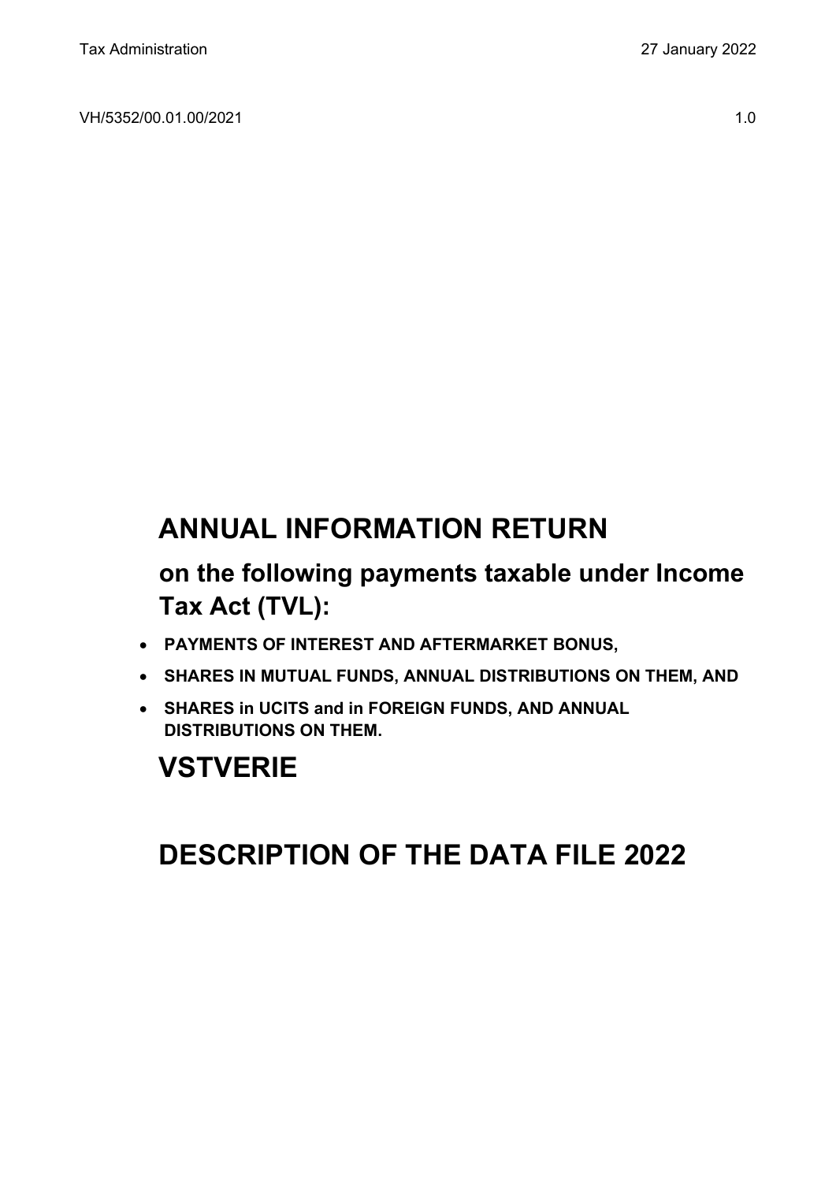Tax Administration | 27 January 2022

VH/5352/00.01.00/2021 | 1.0

# ANNUAL INFORMATION RETURN

## on the following payments taxable under Income Tax Act (TVL):

- **PAYMENTS OF INTEREST AND AFTERMARKET BONUS,**
- **SHARES IN MUTUAL FUNDS, ANNUAL DISTRIBUTIONS ON THEM, AND**
- **SHARES in UCITS and in FOREIGN FUNDS, AND ANNUAL DISTRIBUTIONS ON THEM.**

# VSTVERIE

# DESCRIPTION OF THE DATA FILE 2022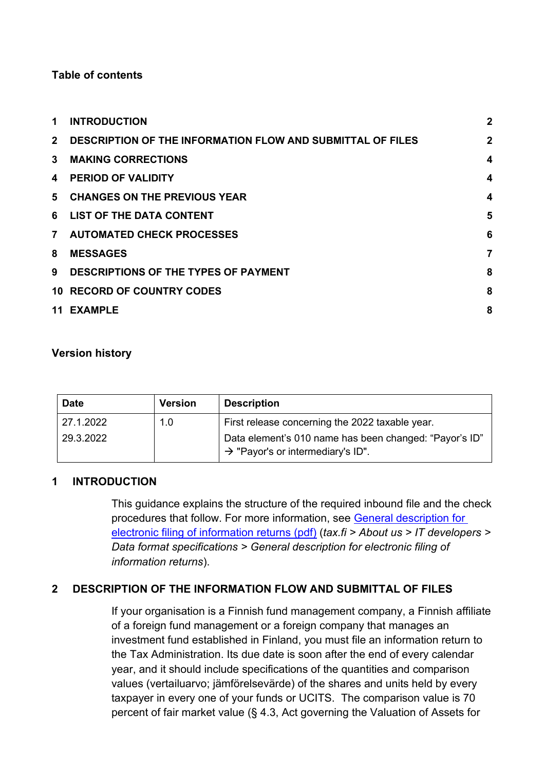**Table of contents**

| | | |
|---|---|---|
| 1 | INTRODUCTION | 2 |
| 2 | DESCRIPTION OF THE INFORMATION FLOW AND SUBMITTAL OF FILES | 2 |
| 3 | MAKING CORRECTIONS | 4 |
| 4 | PERIOD OF VALIDITY | 4 |
| 5 | CHANGES ON THE PREVIOUS YEAR | 4 |
| 6 | LIST OF THE DATA CONTENT | 5 |
| 7 | AUTOMATED CHECK PROCESSES | 6 |
| 8 | MESSAGES | 7 |
| 9 | DESCRIPTIONS OF THE TYPES OF PAYMENT | 8 |
| 10 | RECORD OF COUNTRY CODES | 8 |
| 11 | EXAMPLE | 8 |

**Version history**

| Date | Version | Description |
|---|---|---|
| 27.1.2022 | 1.0 | First release concerning the 2022 taxable year. |
| 29.3.2022 | | Data element's 010 name has been changed: "Payor's ID" → "Payor's or intermediary's ID". |

## 1 INTRODUCTION

This guidance explains the structure of the required inbound file and the check procedures that follow. For more information, see General description for electronic filing of information returns (pdf) (*tax.fi > About us > IT developers > Data format specifications > General description for electronic filing of information returns*).

## 2 DESCRIPTION OF THE INFORMATION FLOW AND SUBMITTAL OF FILES

If your organisation is a Finnish fund management company, a Finnish affiliate of a foreign fund management or a foreign company that manages an investment fund established in Finland, you must file an information return to the Tax Administration. Its due date is soon after the end of every calendar year, and it should include specifications of the quantities and comparison values (vertailuarvo; jämförelsevärde) of the shares and units held by every taxpayer in every one of your funds or UCITS. The comparison value is 70 percent of fair market value (§ 4.3, Act governing the Valuation of Assets for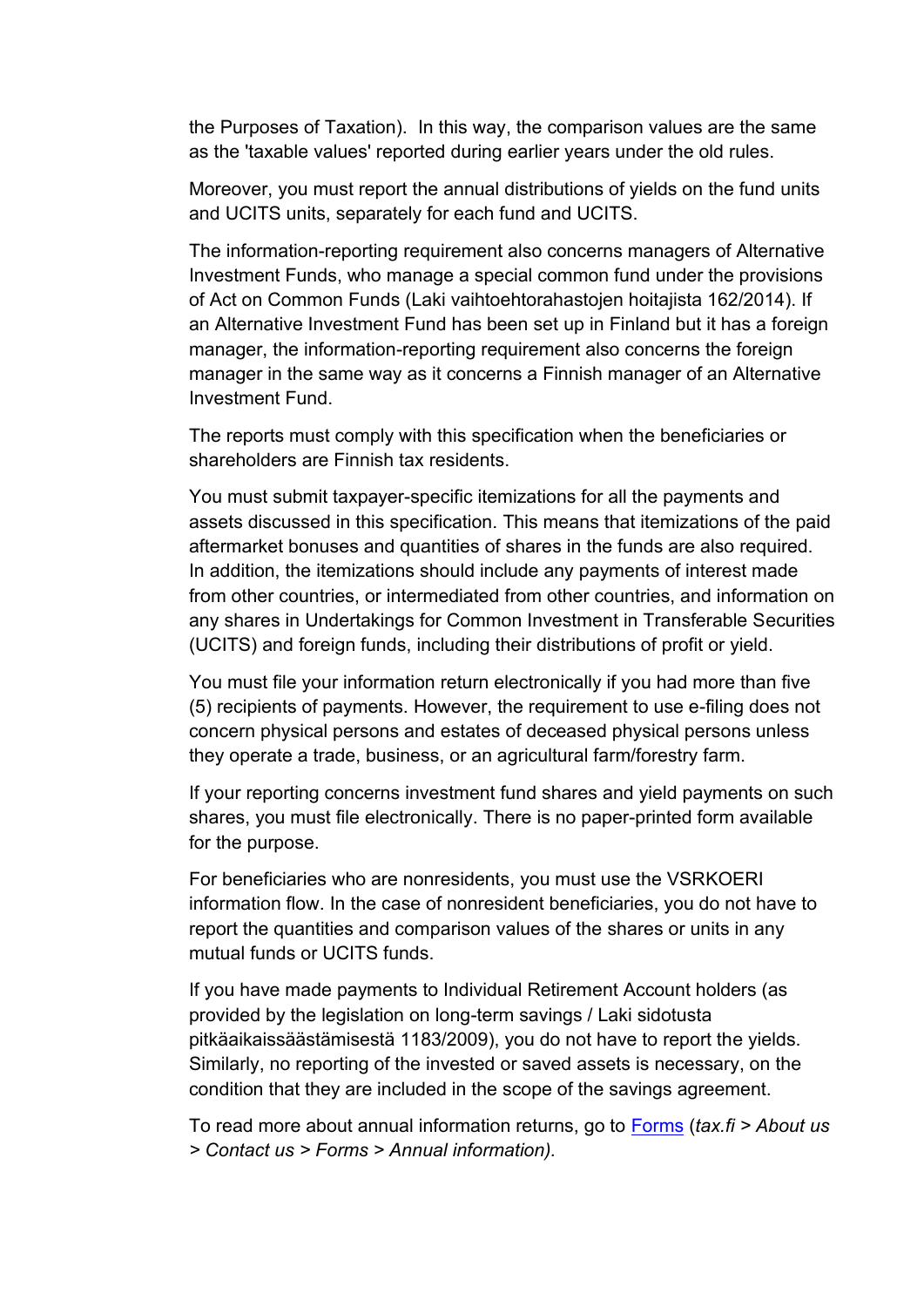the Purposes of Taxation). In this way, the comparison values are the same as the 'taxable values' reported during earlier years under the old rules.

Moreover, you must report the annual distributions of yields on the fund units and UCITS units, separately for each fund and UCITS.

The information-reporting requirement also concerns managers of Alternative Investment Funds, who manage a special common fund under the provisions of Act on Common Funds (Laki vaihtoehtorahastojen hoitajista 162/2014). If an Alternative Investment Fund has been set up in Finland but it has a foreign manager, the information-reporting requirement also concerns the foreign manager in the same way as it concerns a Finnish manager of an Alternative Investment Fund.

The reports must comply with this specification when the beneficiaries or shareholders are Finnish tax residents.

You must submit taxpayer-specific itemizations for all the payments and assets discussed in this specification. This means that itemizations of the paid aftermarket bonuses and quantities of shares in the funds are also required. In addition, the itemizations should include any payments of interest made from other countries, or intermediated from other countries, and information on any shares in Undertakings for Common Investment in Transferable Securities (UCITS) and foreign funds, including their distributions of profit or yield.

You must file your information return electronically if you had more than five (5) recipients of payments. However, the requirement to use e-filing does not concern physical persons and estates of deceased physical persons unless they operate a trade, business, or an agricultural farm/forestry farm.

If your reporting concerns investment fund shares and yield payments on such shares, you must file electronically. There is no paper-printed form available for the purpose.

For beneficiaries who are nonresidents, you must use the VSRKOERI information flow. In the case of nonresident beneficiaries, you do not have to report the quantities and comparison values of the shares or units in any mutual funds or UCITS funds.

If you have made payments to Individual Retirement Account holders (as provided by the legislation on long-term savings / Laki sidotusta pitkäaikaissäästämisestä 1183/2009), you do not have to report the yields. Similarly, no reporting of the invested or saved assets is necessary, on the condition that they are included in the scope of the savings agreement.

To read more about annual information returns, go to [Forms](#) (*tax.fi > About us > Contact us > Forms > Annual information).*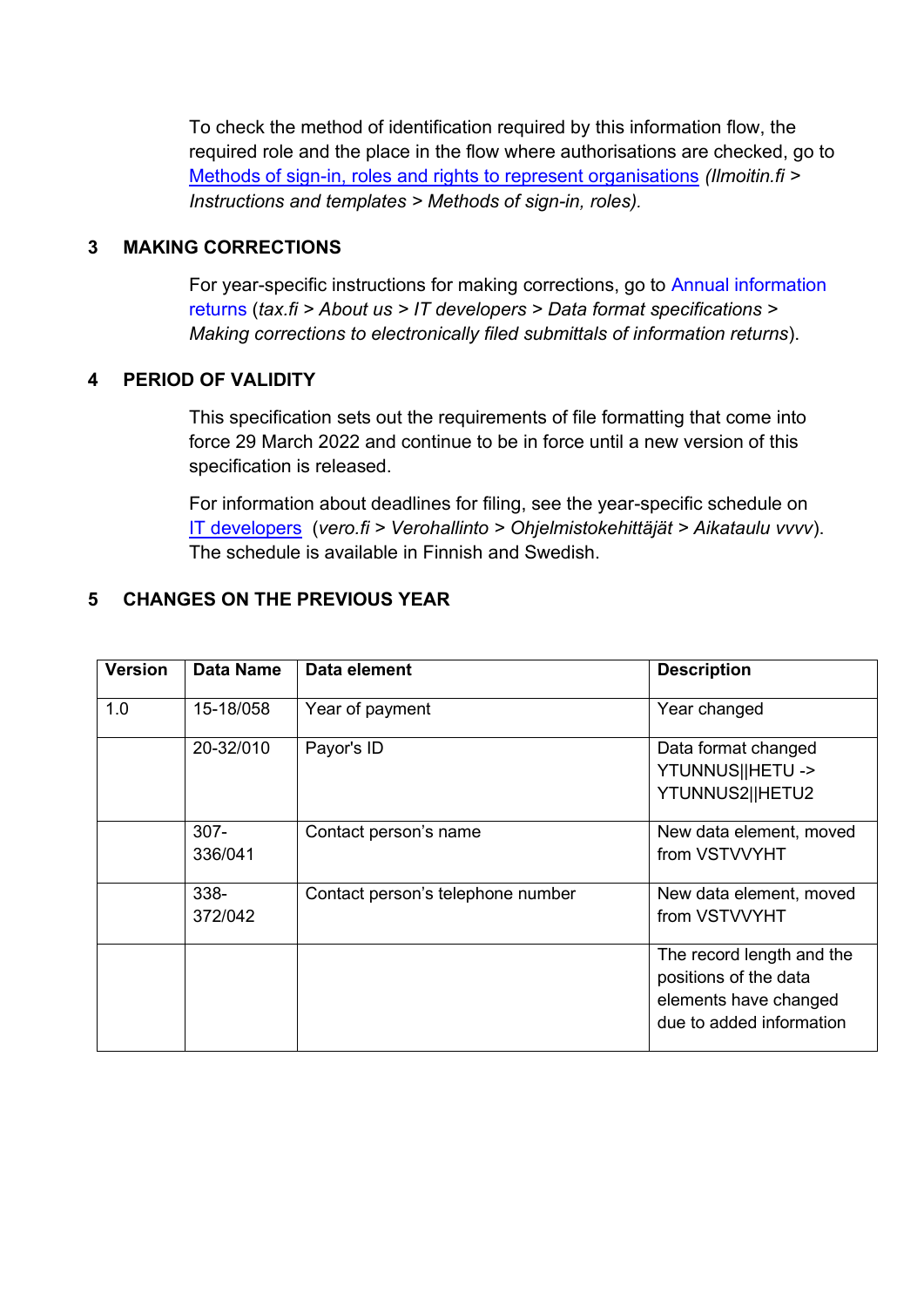To check the method of identification required by this information flow, the required role and the place in the flow where authorisations are checked, go to [Methods of sign-in, roles and rights to represent organisations](#) *(Ilmoitin.fi > Instructions and templates > Methods of sign-in, roles).*

## 3 MAKING CORRECTIONS

For year-specific instructions for making corrections, go to [Annual information returns](#) (*tax.fi > About us > IT developers > Data format specifications > Making corrections to electronically filed submittals of information returns*).

## 4 PERIOD OF VALIDITY

This specification sets out the requirements of file formatting that come into force 29 March 2022 and continue to be in force until a new version of this specification is released.

For information about deadlines for filing, see the year-specific schedule on [IT developers](#) (*vero.fi > Verohallinto > Ohjelmistokehittäjät > Aikataulu vvvv*). The schedule is available in Finnish and Swedish.

## 5 CHANGES ON THE PREVIOUS YEAR

| Version | Data Name | Data element | Description |
|---|---|---|---|
| 1.0 | 15-18/058 | Year of payment | Year changed |
| | 20-32/010 | Payor's ID | Data format changed YTUNNUS\|\|HETU -> YTUNNUS2\|\|HETU2 |
| | 307-336/041 | Contact person's name | New data element, moved from VSTVVYHT |
| | 338-372/042 | Contact person's telephone number | New data element, moved from VSTVVYHT |
| | | | The record length and the positions of the data elements have changed due to added information |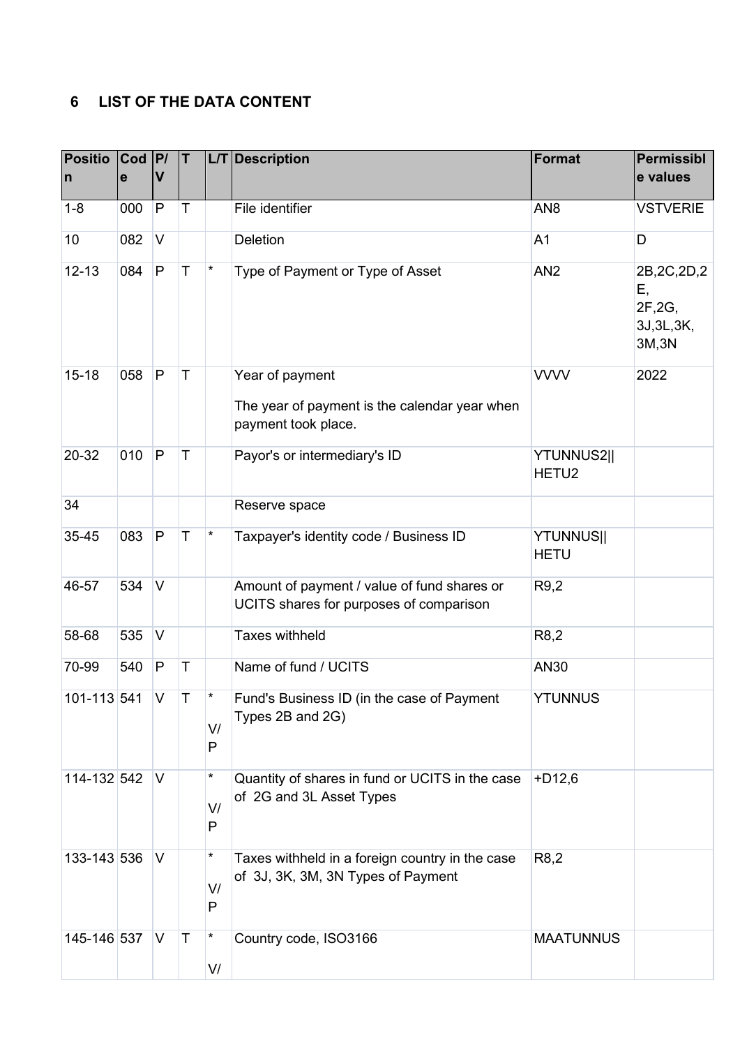## 6 LIST OF THE DATA CONTENT

| Position | Code | P/V | T | L/T | Description | Format | Permissible values |
|---|---|---|---|---|---|---|---|
| 1-8 | 000 | P | T | | File identifier | AN8 | VSTVERIE |
| 10 | 082 | V | | | Deletion | A1 | D |
| 12-13 | 084 | P | T | * | Type of Payment or Type of Asset | AN2 | 2B,2C,2D,2E, 2F,2G, 3J,3L,3K, 3M,3N |
| 15-18 | 058 | P | T | | Year of payment<br><br>The year of payment is the calendar year when payment took place. | VVVV | 2022 |
| 20-32 | 010 | P | T | | Payor's or intermediary's ID | YTUNNUS2\|\| HETU2 | |
| 34 | | | | | Reserve space | | |
| 35-45 | 083 | P | T | * | Taxpayer's identity code / Business ID | YTUNNUS\|\| HETU | |
| 46-57 | 534 | V | | | Amount of payment / value of fund shares or UCITS shares for purposes of comparison | R9,2 | |
| 58-68 | 535 | V | | | Taxes withheld | R8,2 | |
| 70-99 | 540 | P | T | | Name of fund / UCITS | AN30 | |
| 101-113 | 541 | V | T | * V/P | Fund's Business ID (in the case of Payment Types 2B and 2G) | YTUNNUS | |
| 114-132 | 542 | V | | * V/P | Quantity of shares in fund or UCITS in the case of 2G and 3L Asset Types | +D12,6 | |
| 133-143 | 536 | V | | * V/P | Taxes withheld in a foreign country in the case of 3J, 3K, 3M, 3N Types of Payment | R8,2 | |
| 145-146 | 537 | V | T | * V/ | Country code, ISO3166 | MAATUNNUS | |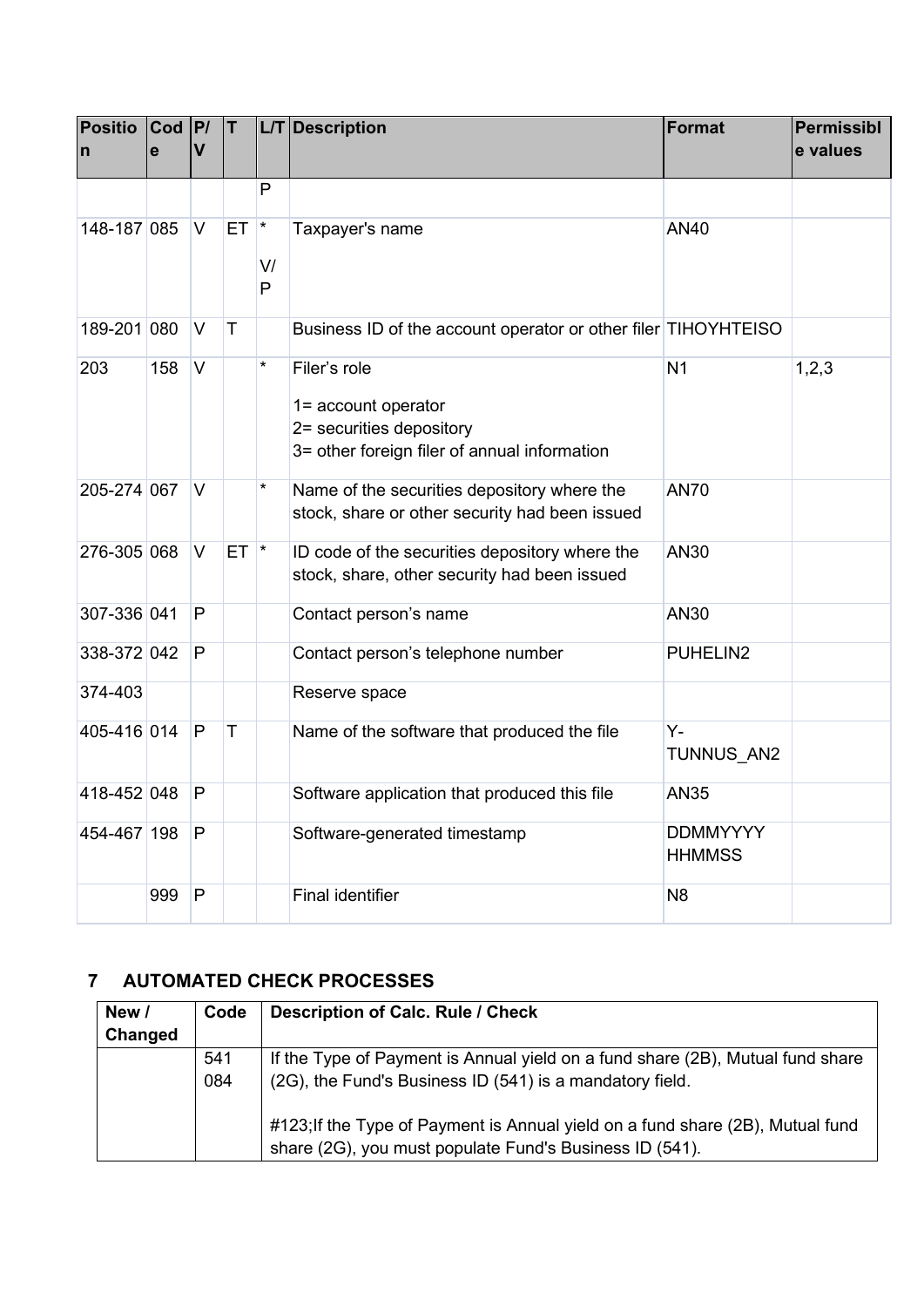| Position | Code | P/V | T | L/T | Description | Format | Permissible values |
|---|---|---|---|---|---|---|---|
| | | | | P | | | |
| 148-187 | 085 | V | ET | * V/P | Taxpayer's name | AN40 | |
| 189-201 | 080 | V | T | | Business ID of the account operator or other filer | TIHOYHTEISO | |
| 203 | 158 | V | | * | Filer's role<br><br>1= account operator<br>2= securities depository<br>3= other foreign filer of annual information | N1 | 1,2,3 |
| 205-274 | 067 | V | | * | Name of the securities depository where the stock, share or other security had been issued | AN70 | |
| 276-305 | 068 | V | ET | * | ID code of the securities depository where the stock, share, other security had been issued | AN30 | |
| 307-336 | 041 | P | | | Contact person's name | AN30 | |
| 338-372 | 042 | P | | | Contact person's telephone number | PUHELIN2 | |
| 374-403 | | | | | Reserve space | | |
| 405-416 | 014 | P | T | | Name of the software that produced the file | Y-TUNNUS_AN2 | |
| 418-452 | 048 | P | | | Software application that produced this file | AN35 | |
| 454-467 | 198 | P | | | Software-generated timestamp | DDMMYYYY HHMMSS | |
| | 999 | P | | | Final identifier | N8 | |

## 7 AUTOMATED CHECK PROCESSES

| New / Changed | Code | Description of Calc. Rule / Check |
|---|---|---|
| | 541<br>084 | If the Type of Payment is Annual yield on a fund share (2B), Mutual fund share (2G), the Fund's Business ID (541) is a mandatory field.<br><br>#123;If the Type of Payment is Annual yield on a fund share (2B), Mutual fund share (2G), you must populate Fund's Business ID (541). |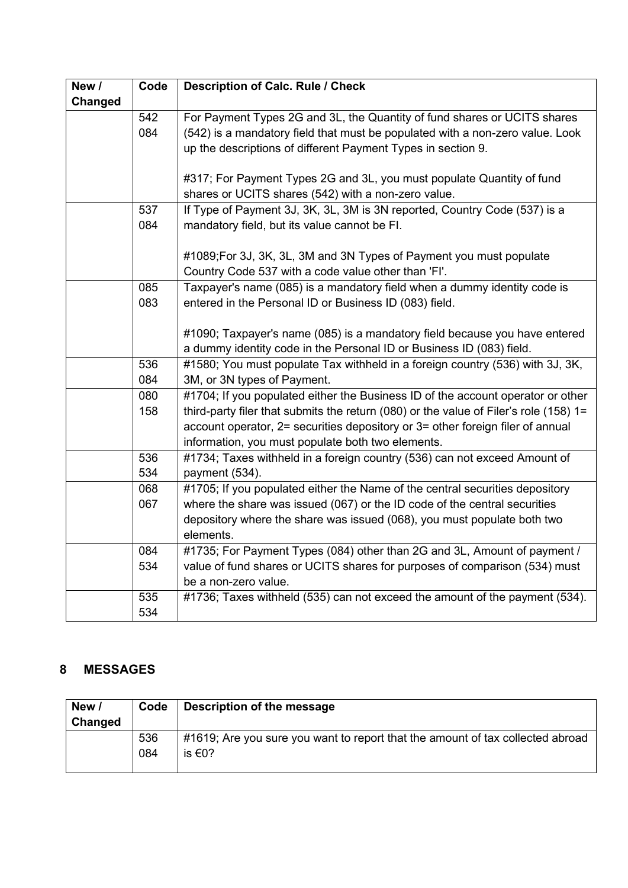| New / Changed | Code | Description of Calc. Rule / Check |
|---|---|---|
| | 542<br>084 | For Payment Types 2G and 3L, the Quantity of fund shares or UCITS shares (542) is a mandatory field that must be populated with a non-zero value. Look up the descriptions of different Payment Types in section 9.<br><br>#317; For Payment Types 2G and 3L, you must populate Quantity of fund shares or UCITS shares (542) with a non-zero value. |
| | 537<br>084 | If Type of Payment 3J, 3K, 3L, 3M is 3N reported, Country Code (537) is a mandatory field, but its value cannot be FI.<br><br>#1089;For 3J, 3K, 3L, 3M and 3N Types of Payment you must populate Country Code 537 with a code value other than 'FI'. |
| | 085<br>083 | Taxpayer's name (085) is a mandatory field when a dummy identity code is entered in the Personal ID or Business ID (083) field.<br><br>#1090; Taxpayer's name (085) is a mandatory field because you have entered a dummy identity code in the Personal ID or Business ID (083) field. |
| | 536<br>084 | #1580; You must populate Tax withheld in a foreign country (536) with 3J, 3K, 3M, or 3N types of Payment. |
| | 080<br>158 | #1704; If you populated either the Business ID of the account operator or other third-party filer that submits the return (080) or the value of Filer's role (158) 1= account operator, 2= securities depository or 3= other foreign filer of annual information, you must populate both two elements. |
| | 536<br>534 | #1734; Taxes withheld in a foreign country (536) can not exceed Amount of payment (534). |
| | 068<br>067 | #1705; If you populated either the Name of the central securities depository where the share was issued (067) or the ID code of the central securities depository where the share was issued (068), you must populate both two elements. |
| | 084<br>534 | #1735; For Payment Types (084) other than 2G and 3L, Amount of payment / value of fund shares or UCITS shares for purposes of comparison (534) must be a non-zero value. |
| | 535<br>534 | #1736; Taxes withheld (535) can not exceed the amount of the payment (534). |

## 8 MESSAGES

| New / Changed | Code | Description of the message |
|---|---|---|
| | 536<br>084 | #1619; Are you sure you want to report that the amount of tax collected abroad is €0? |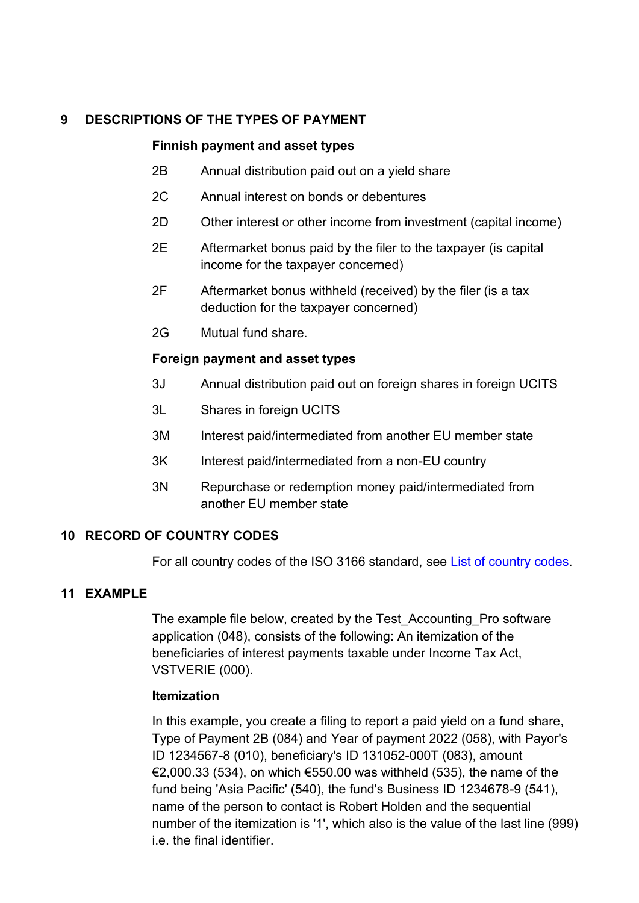## 9 DESCRIPTIONS OF THE TYPES OF PAYMENT

**Finnish payment and asset types**

| | |
|---|---|
| 2B | Annual distribution paid out on a yield share |
| 2C | Annual interest on bonds or debentures |
| 2D | Other interest or other income from investment (capital income) |
| 2E | Aftermarket bonus paid by the filer to the taxpayer (is capital income for the taxpayer concerned) |
| 2F | Aftermarket bonus withheld (received) by the filer (is a tax deduction for the taxpayer concerned) |
| 2G | Mutual fund share. |

**Foreign payment and asset types**

| | |
|---|---|
| 3J | Annual distribution paid out on foreign shares in foreign UCITS |
| 3L | Shares in foreign UCITS |
| 3M | Interest paid/intermediated from another EU member state |
| 3K | Interest paid/intermediated from a non-EU country |
| 3N | Repurchase or redemption money paid/intermediated from another EU member state |

## 10 RECORD OF COUNTRY CODES

For all country codes of the ISO 3166 standard, see List of country codes.

## 11 EXAMPLE

The example file below, created by the Test_Accounting_Pro software application (048), consists of the following: An itemization of the beneficiaries of interest payments taxable under Income Tax Act, VSTVERIE (000).

**Itemization**

In this example, you create a filing to report a paid yield on a fund share, Type of Payment 2B (084) and Year of payment 2022 (058), with Payor's ID 1234567-8 (010), beneficiary's ID 131052-000T (083), amount €2,000.33 (534), on which €550.00 was withheld (535), the name of the fund being 'Asia Pacific' (540), the fund's Business ID 1234678-9 (541), name of the person to contact is Robert Holden and the sequential number of the itemization is '1', which also is the value of the last line (999) i.e. the final identifier.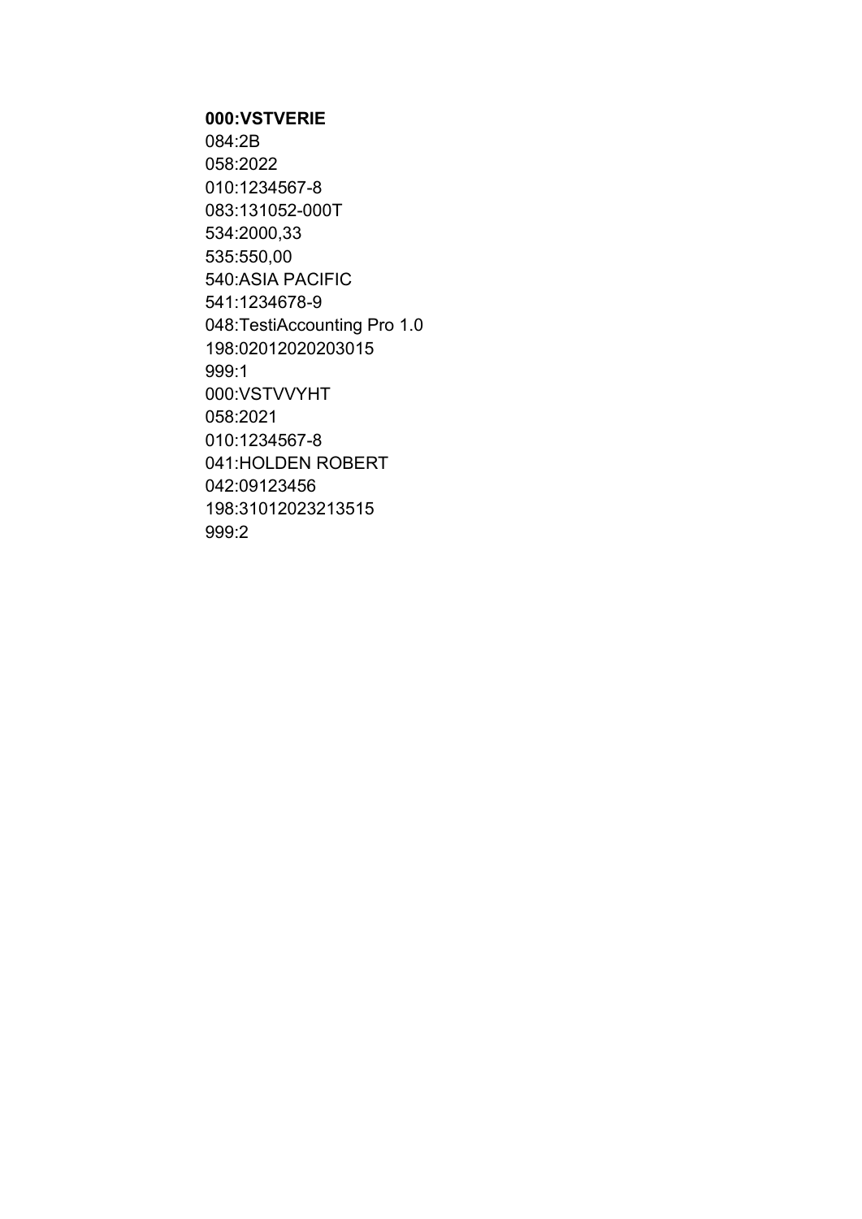**000:VSTVERIE**
084:2B
058:2022
010:1234567-8
083:131052-000T
534:2000,33
535:550,00
540:ASIA PACIFIC
541:1234678-9
048:TestiAccounting Pro 1.0
198:02012020203015
999:1
000:VSTVVYHT
058:2021
010:1234567-8
041:HOLDEN ROBERT
042:09123456
198:31012023213515
999:2